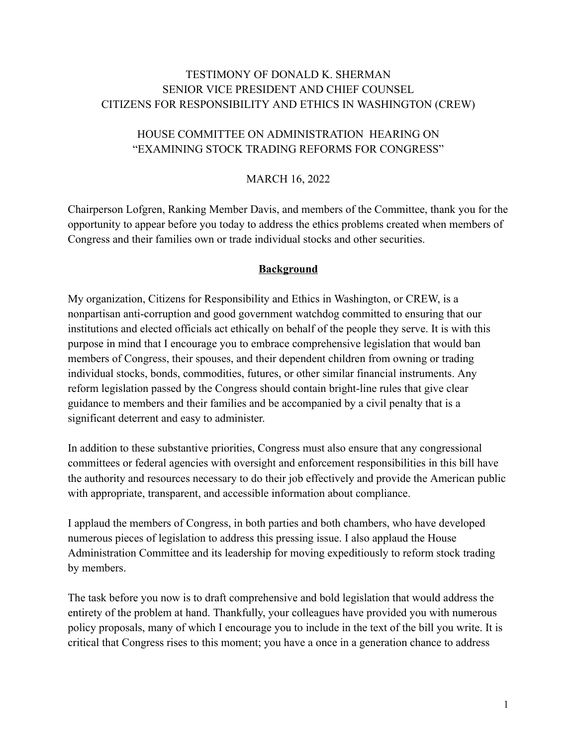TESTIMONY OF DONALD K. SHERMAN
SENIOR VICE PRESIDENT AND CHIEF COUNSEL
CITIZENS FOR RESPONSIBILITY AND ETHICS IN WASHINGTON (CREW)

HOUSE COMMITTEE ON ADMINISTRATION HEARING ON
"EXAMINING STOCK TRADING REFORMS FOR CONGRESS"

MARCH 16, 2022

Chairperson Lofgren, Ranking Member Davis, and members of the Committee, thank you for the opportunity to appear before you today to address the ethics problems created when members of Congress and their families own or trade individual stocks and other securities.

## Background

My organization, Citizens for Responsibility and Ethics in Washington, or CREW, is a nonpartisan anti-corruption and good government watchdog committed to ensuring that our institutions and elected officials act ethically on behalf of the people they serve. It is with this purpose in mind that I encourage you to embrace comprehensive legislation that would ban members of Congress, their spouses, and their dependent children from owning or trading individual stocks, bonds, commodities, futures, or other similar financial instruments. Any reform legislation passed by the Congress should contain bright-line rules that give clear guidance to members and their families and be accompanied by a civil penalty that is a significant deterrent and easy to administer.

In addition to these substantive priorities, Congress must also ensure that any congressional committees or federal agencies with oversight and enforcement responsibilities in this bill have the authority and resources necessary to do their job effectively and provide the American public with appropriate, transparent, and accessible information about compliance.

I applaud the members of Congress, in both parties and both chambers, who have developed numerous pieces of legislation to address this pressing issue. I also applaud the House Administration Committee and its leadership for moving expeditiously to reform stock trading by members.

The task before you now is to draft comprehensive and bold legislation that would address the entirety of the problem at hand. Thankfully, your colleagues have provided you with numerous policy proposals, many of which I encourage you to include in the text of the bill you write. It is critical that Congress rises to this moment; you have a once in a generation chance to address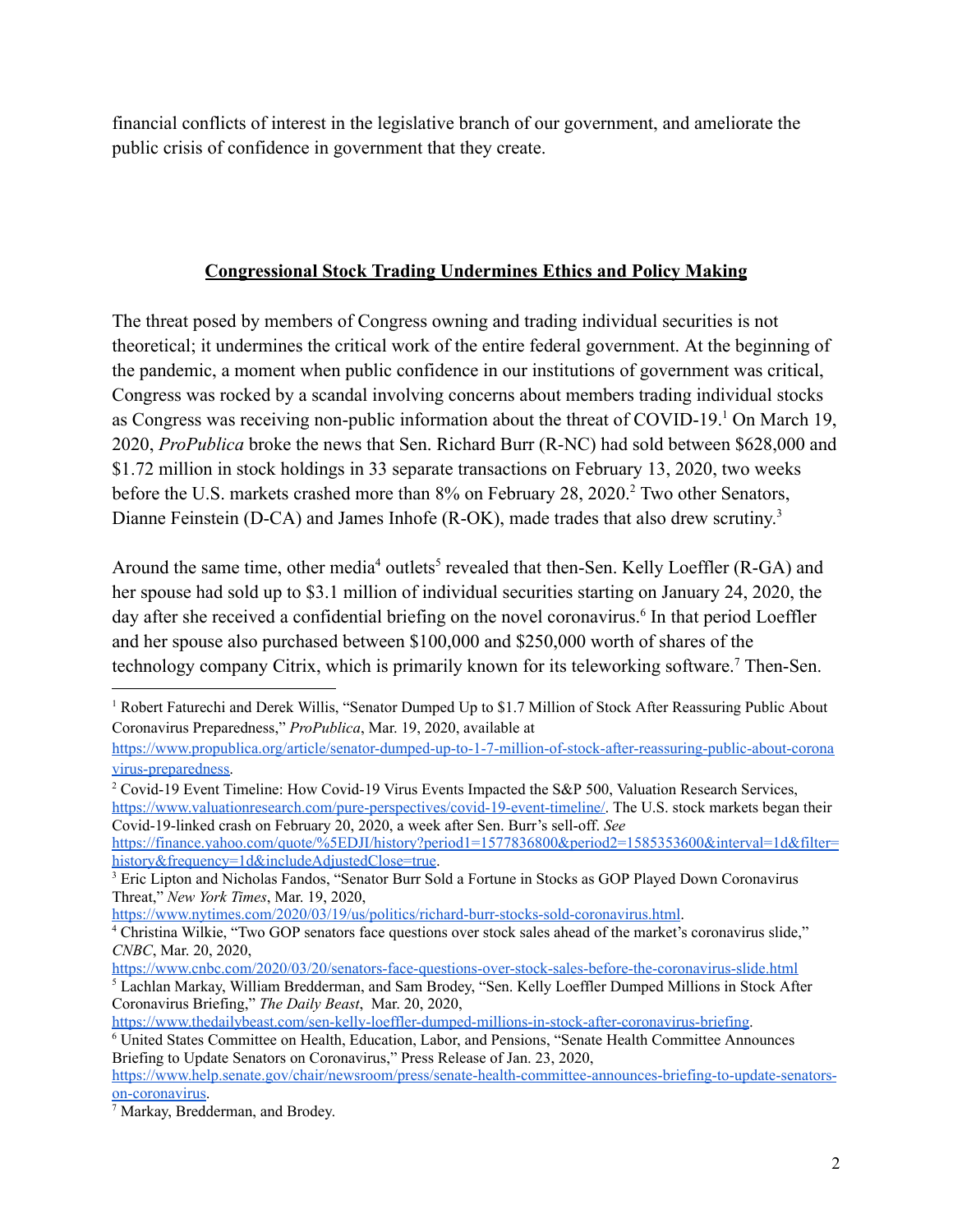financial conflicts of interest in the legislative branch of our government, and ameliorate the public crisis of confidence in government that they create.

## Congressional Stock Trading Undermines Ethics and Policy Making

The threat posed by members of Congress owning and trading individual securities is not theoretical; it undermines the critical work of the entire federal government. At the beginning of the pandemic, a moment when public confidence in our institutions of government was critical, Congress was rocked by a scandal involving concerns about members trading individual stocks as Congress was receiving non-public information about the threat of COVID-19.[1] On March 19, 2020, *ProPublica* broke the news that Sen. Richard Burr (R-NC) had sold between $628,000 and $1.72 million in stock holdings in 33 separate transactions on February 13, 2020, two weeks before the U.S. markets crashed more than 8% on February 28, 2020.[2] Two other Senators, Dianne Feinstein (D-CA) and James Inhofe (R-OK), made trades that also drew scrutiny.[3]

Around the same time, other media[4] outlets[5] revealed that then-Sen. Kelly Loeffler (R-GA) and her spouse had sold up to $3.1 million of individual securities starting on January 24, 2020, the day after she received a confidential briefing on the novel coronavirus.[6] In that period Loeffler and her spouse also purchased between $100,000 and $250,000 worth of shares of the technology company Citrix, which is primarily known for its teleworking software.[7] Then-Sen.

---

[1] Robert Faturechi and Derek Willis, "Senator Dumped Up to $1.7 Million of Stock After Reassuring Public About Coronavirus Preparedness," *ProPublica*, Mar. 19, 2020, available at https://www.propublica.org/article/senator-dumped-up-to-1-7-million-of-stock-after-reassuring-public-about-coronavirus-preparedness.

[2] Covid-19 Event Timeline: How Covid-19 Virus Events Impacted the S&P 500, Valuation Research Services, https://www.valuationresearch.com/pure-perspectives/covid-19-event-timeline/. The U.S. stock markets began their Covid-19-linked crash on February 20, 2020, a week after Sen. Burr's sell-off. *See* https://finance.yahoo.com/quote/%5EDJI/history?period1=1577836800&period2=1585353600&interval=1d&filter=history&frequency=1d&includeAdjustedClose=true.

[3] Eric Lipton and Nicholas Fandos, "Senator Burr Sold a Fortune in Stocks as GOP Played Down Coronavirus Threat," *New York Times*, Mar. 19, 2020, https://www.nytimes.com/2020/03/19/us/politics/richard-burr-stocks-sold-coronavirus.html.

[4] Christina Wilkie, "Two GOP senators face questions over stock sales ahead of the market's coronavirus slide," *CNBC*, Mar. 20, 2020, https://www.cnbc.com/2020/03/20/senators-face-questions-over-stock-sales-before-the-coronavirus-slide.html

[5] Lachlan Markay, William Bredderman, and Sam Brodey, "Sen. Kelly Loeffler Dumped Millions in Stock After Coronavirus Briefing," *The Daily Beast*, Mar. 20, 2020, https://www.thedailybeast.com/sen-kelly-loeffler-dumped-millions-in-stock-after-coronavirus-briefing.

[6] United States Committee on Health, Education, Labor, and Pensions, "Senate Health Committee Announces Briefing to Update Senators on Coronavirus," Press Release of Jan. 23, 2020, https://www.help.senate.gov/chair/newsroom/press/senate-health-committee-announces-briefing-to-update-senators-on-coronavirus.

[7] Markay, Bredderman, and Brodey.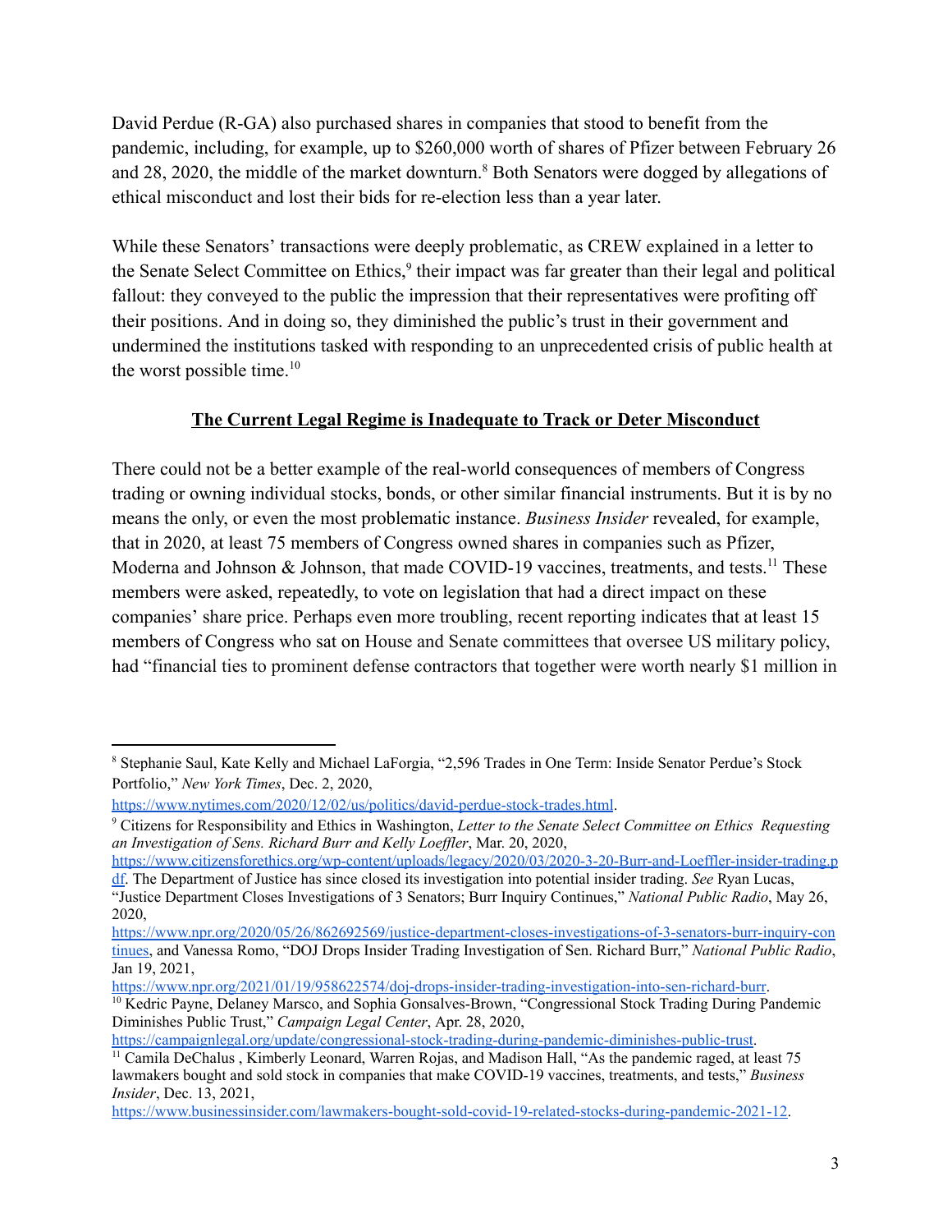David Perdue (R-GA) also purchased shares in companies that stood to benefit from the pandemic, including, for example, up to $260,000 worth of shares of Pfizer between February 26 and 28, 2020, the middle of the market downturn.[8] Both Senators were dogged by allegations of ethical misconduct and lost their bids for re-election less than a year later.

While these Senators' transactions were deeply problematic, as CREW explained in a letter to the Senate Select Committee on Ethics,[9] their impact was far greater than their legal and political fallout: they conveyed to the public the impression that their representatives were profiting off their positions. And in doing so, they diminished the public's trust in their government and undermined the institutions tasked with responding to an unprecedented crisis of public health at the worst possible time.[10]

## The Current Legal Regime is Inadequate to Track or Deter Misconduct

There could not be a better example of the real-world consequences of members of Congress trading or owning individual stocks, bonds, or other similar financial instruments. But it is by no means the only, or even the most problematic instance. *Business Insider* revealed, for example, that in 2020, at least 75 members of Congress owned shares in companies such as Pfizer, Moderna and Johnson & Johnson, that made COVID-19 vaccines, treatments, and tests.[11] These members were asked, repeatedly, to vote on legislation that had a direct impact on these companies' share price. Perhaps even more troubling, recent reporting indicates that at least 15 members of Congress who sat on House and Senate committees that oversee US military policy, had "financial ties to prominent defense contractors that together were worth nearly $1 million in

---

[8] Stephanie Saul, Kate Kelly and Michael LaForgia, "2,596 Trades in One Term: Inside Senator Perdue's Stock Portfolio," *New York Times*, Dec. 2, 2020, https://www.nytimes.com/2020/12/02/us/politics/david-perdue-stock-trades.html.

[9] Citizens for Responsibility and Ethics in Washington, *Letter to the Senate Select Committee on Ethics Requesting an Investigation of Sens. Richard Burr and Kelly Loeffler*, Mar. 20, 2020, https://www.citizensforethics.org/wp-content/uploads/legacy/2020/03/2020-3-20-Burr-and-Loeffler-insider-trading.pdf. The Department of Justice has since closed its investigation into potential insider trading. *See* Ryan Lucas, "Justice Department Closes Investigations of 3 Senators; Burr Inquiry Continues," *National Public Radio*, May 26, 2020, https://www.npr.org/2020/05/26/862692569/justice-department-closes-investigations-of-3-senators-burr-inquiry-continues, and Vanessa Romo, "DOJ Drops Insider Trading Investigation of Sen. Richard Burr," *National Public Radio*, Jan 19, 2021, https://www.npr.org/2021/01/19/958622574/doj-drops-insider-trading-investigation-into-sen-richard-burr.

[10] Kedric Payne, Delaney Marsco, and Sophia Gonsalves-Brown, "Congressional Stock Trading During Pandemic Diminishes Public Trust," *Campaign Legal Center*, Apr. 28, 2020, https://campaignlegal.org/update/congressional-stock-trading-during-pandemic-diminishes-public-trust.

[11] Camila DeChalus , Kimberly Leonard, Warren Rojas, and Madison Hall, "As the pandemic raged, at least 75 lawmakers bought and sold stock in companies that make COVID-19 vaccines, treatments, and tests," *Business Insider*, Dec. 13, 2021, https://www.businessinsider.com/lawmakers-bought-sold-covid-19-related-stocks-during-pandemic-2021-12.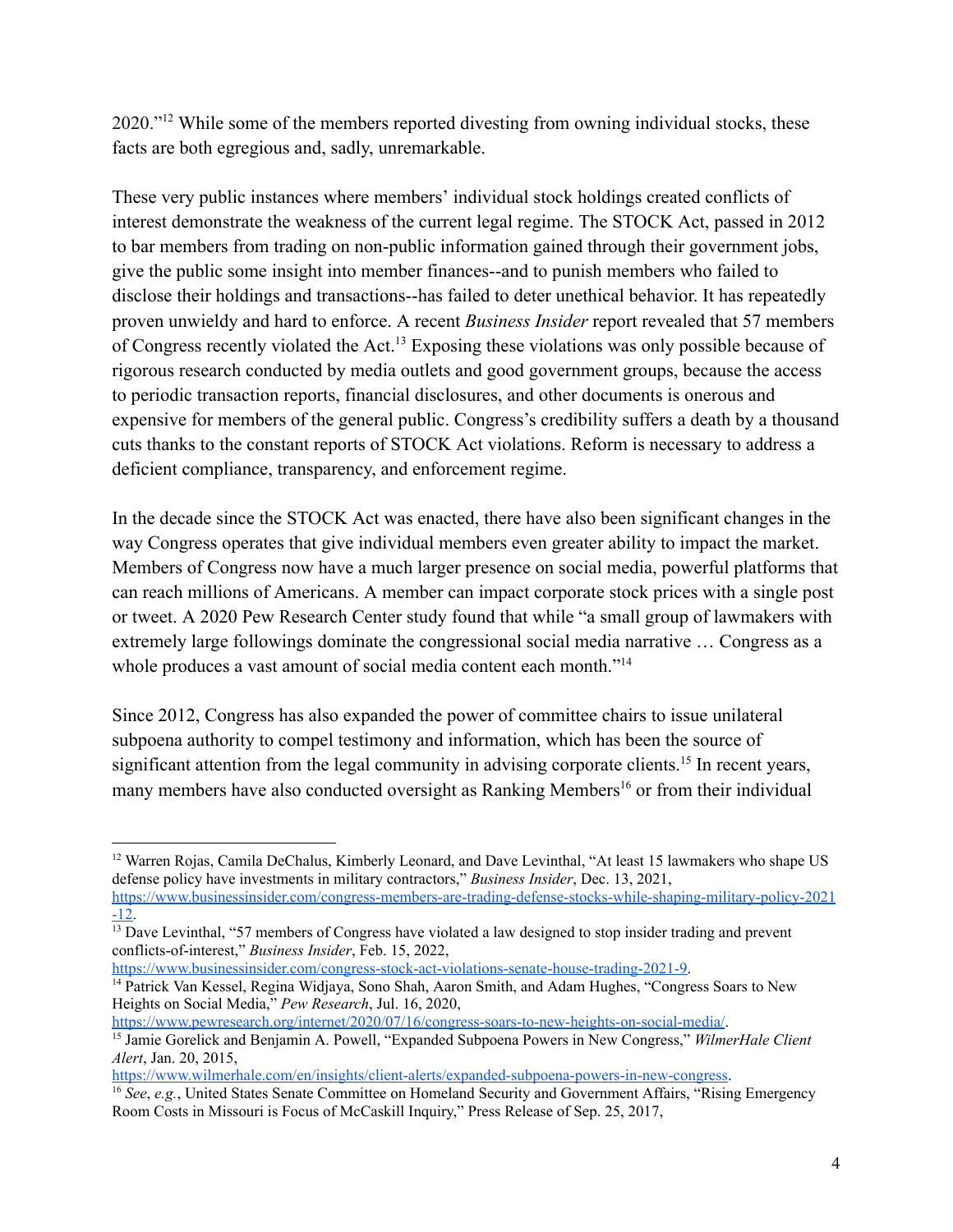2020."[12] While some of the members reported divesting from owning individual stocks, these facts are both egregious and, sadly, unremarkable.

These very public instances where members' individual stock holdings created conflicts of interest demonstrate the weakness of the current legal regime. The STOCK Act, passed in 2012 to bar members from trading on non-public information gained through their government jobs, give the public some insight into member finances--and to punish members who failed to disclose their holdings and transactions--has failed to deter unethical behavior. It has repeatedly proven unwieldy and hard to enforce. A recent *Business Insider* report revealed that 57 members of Congress recently violated the Act.[13] Exposing these violations was only possible because of rigorous research conducted by media outlets and good government groups, because the access to periodic transaction reports, financial disclosures, and other documents is onerous and expensive for members of the general public. Congress's credibility suffers a death by a thousand cuts thanks to the constant reports of STOCK Act violations. Reform is necessary to address a deficient compliance, transparency, and enforcement regime.

In the decade since the STOCK Act was enacted, there have also been significant changes in the way Congress operates that give individual members even greater ability to impact the market. Members of Congress now have a much larger presence on social media, powerful platforms that can reach millions of Americans. A member can impact corporate stock prices with a single post or tweet. A 2020 Pew Research Center study found that while "a small group of lawmakers with extremely large followings dominate the congressional social media narrative … Congress as a whole produces a vast amount of social media content each month."[14]

Since 2012, Congress has also expanded the power of committee chairs to issue unilateral subpoena authority to compel testimony and information, which has been the source of significant attention from the legal community in advising corporate clients.[15] In recent years, many members have also conducted oversight as Ranking Members[16] or from their individual

---

[12] Warren Rojas, Camila DeChalus, Kimberly Leonard, and Dave Levinthal, "At least 15 lawmakers who shape US defense policy have investments in military contractors," *Business Insider*, Dec. 13, 2021, https://www.businessinsider.com/congress-members-are-trading-defense-stocks-while-shaping-military-policy-2021-12.

[13] Dave Levinthal, "57 members of Congress have violated a law designed to stop insider trading and prevent conflicts-of-interest," *Business Insider*, Feb. 15, 2022, https://www.businessinsider.com/congress-stock-act-violations-senate-house-trading-2021-9.

[14] Patrick Van Kessel, Regina Widjaya, Sono Shah, Aaron Smith, and Adam Hughes, "Congress Soars to New Heights on Social Media," *Pew Research*, Jul. 16, 2020, https://www.pewresearch.org/internet/2020/07/16/congress-soars-to-new-heights-on-social-media/.

[15] Jamie Gorelick and Benjamin A. Powell, "Expanded Subpoena Powers in New Congress," *WilmerHale Client Alert*, Jan. 20, 2015, https://www.wilmerhale.com/en/insights/client-alerts/expanded-subpoena-powers-in-new-congress.

[16] *See*, *e.g.*, United States Senate Committee on Homeland Security and Government Affairs, "Rising Emergency Room Costs in Missouri is Focus of McCaskill Inquiry," Press Release of Sep. 25, 2017,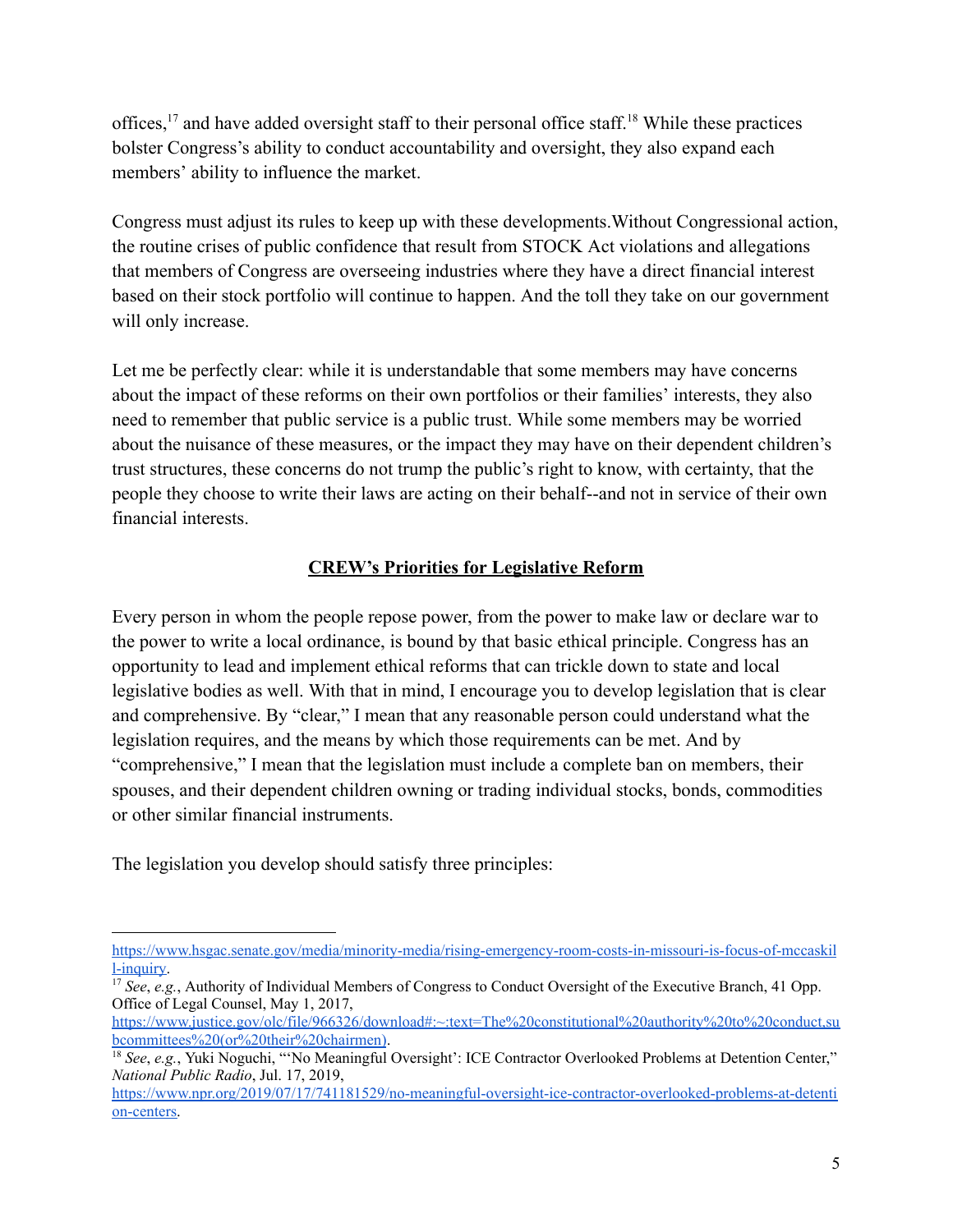offices,[17] and have added oversight staff to their personal office staff.[18] While these practices bolster Congress's ability to conduct accountability and oversight, they also expand each members' ability to influence the market.

Congress must adjust its rules to keep up with these developments.Without Congressional action, the routine crises of public confidence that result from STOCK Act violations and allegations that members of Congress are overseeing industries where they have a direct financial interest based on their stock portfolio will continue to happen. And the toll they take on our government will only increase.

Let me be perfectly clear: while it is understandable that some members may have concerns about the impact of these reforms on their own portfolios or their families' interests, they also need to remember that public service is a public trust. While some members may be worried about the nuisance of these measures, or the impact they may have on their dependent children's trust structures, these concerns do not trump the public's right to know, with certainty, that the people they choose to write their laws are acting on their behalf--and not in service of their own financial interests.

## CREW's Priorities for Legislative Reform

Every person in whom the people repose power, from the power to make law or declare war to the power to write a local ordinance, is bound by that basic ethical principle. Congress has an opportunity to lead and implement ethical reforms that can trickle down to state and local legislative bodies as well. With that in mind, I encourage you to develop legislation that is clear and comprehensive. By "clear," I mean that any reasonable person could understand what the legislation requires, and the means by which those requirements can be met. And by "comprehensive," I mean that the legislation must include a complete ban on members, their spouses, and their dependent children owning or trading individual stocks, bonds, commodities or other similar financial instruments.

The legislation you develop should satisfy three principles:

---

https://www.hsgac.senate.gov/media/minority-media/rising-emergency-room-costs-in-missouri-is-focus-of-mccaskill-inquiry.

[17] *See*, *e.g.*, Authority of Individual Members of Congress to Conduct Oversight of the Executive Branch, 41 Opp. Office of Legal Counsel, May 1, 2017, https://www.justice.gov/olc/file/966326/download#:~:text=The%20constitutional%20authority%20to%20conduct,subcommittees%20(or%20their%20chairmen).

[18] *See*, *e.g.*, Yuki Noguchi, "'No Meaningful Oversight': ICE Contractor Overlooked Problems at Detention Center," *National Public Radio*, Jul. 17, 2019, https://www.npr.org/2019/07/17/741181529/no-meaningful-oversight-ice-contractor-overlooked-problems-at-detention-centers.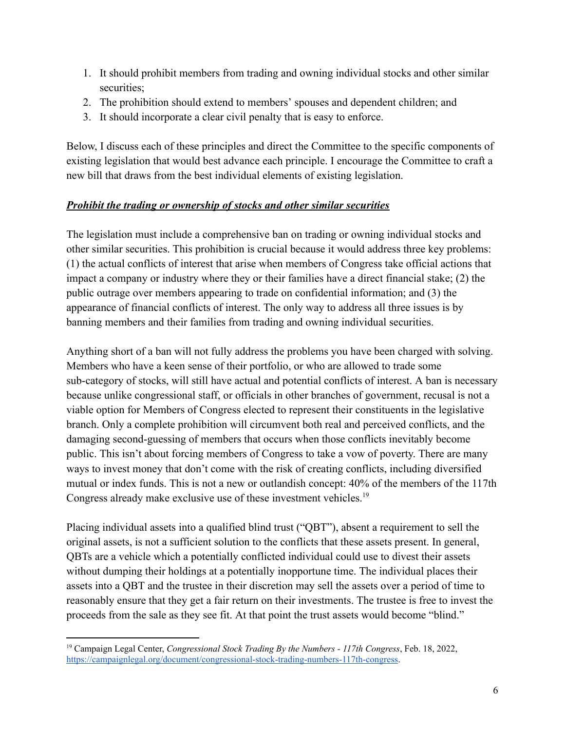1. It should prohibit members from trading and owning individual stocks and other similar securities;
2. The prohibition should extend to members' spouses and dependent children; and
3. It should incorporate a clear civil penalty that is easy to enforce.

Below, I discuss each of these principles and direct the Committee to the specific components of existing legislation that would best advance each principle. I encourage the Committee to craft a new bill that draws from the best individual elements of existing legislation.

***Prohibit the trading or ownership of stocks and other similar securities***

The legislation must include a comprehensive ban on trading or owning individual stocks and other similar securities. This prohibition is crucial because it would address three key problems: (1) the actual conflicts of interest that arise when members of Congress take official actions that impact a company or industry where they or their families have a direct financial stake; (2) the public outrage over members appearing to trade on confidential information; and (3) the appearance of financial conflicts of interest. The only way to address all three issues is by banning members and their families from trading and owning individual securities.

Anything short of a ban will not fully address the problems you have been charged with solving. Members who have a keen sense of their portfolio, or who are allowed to trade some sub-category of stocks, will still have actual and potential conflicts of interest. A ban is necessary because unlike congressional staff, or officials in other branches of government, recusal is not a viable option for Members of Congress elected to represent their constituents in the legislative branch. Only a complete prohibition will circumvent both real and perceived conflicts, and the damaging second-guessing of members that occurs when those conflicts inevitably become public. This isn't about forcing members of Congress to take a vow of poverty. There are many ways to invest money that don't come with the risk of creating conflicts, including diversified mutual or index funds. This is not a new or outlandish concept: 40% of the members of the 117th Congress already make exclusive use of these investment vehicles.[19]

Placing individual assets into a qualified blind trust ("QBT"), absent a requirement to sell the original assets, is not a sufficient solution to the conflicts that these assets present. In general, QBTs are a vehicle which a potentially conflicted individual could use to divest their assets without dumping their holdings at a potentially inopportune time. The individual places their assets into a QBT and the trustee in their discretion may sell the assets over a period of time to reasonably ensure that they get a fair return on their investments. The trustee is free to invest the proceeds from the sale as they see fit. At that point the trust assets would become "blind."

---

[19] Campaign Legal Center, *Congressional Stock Trading By the Numbers - 117th Congress*, Feb. 18, 2022, https://campaignlegal.org/document/congressional-stock-trading-numbers-117th-congress.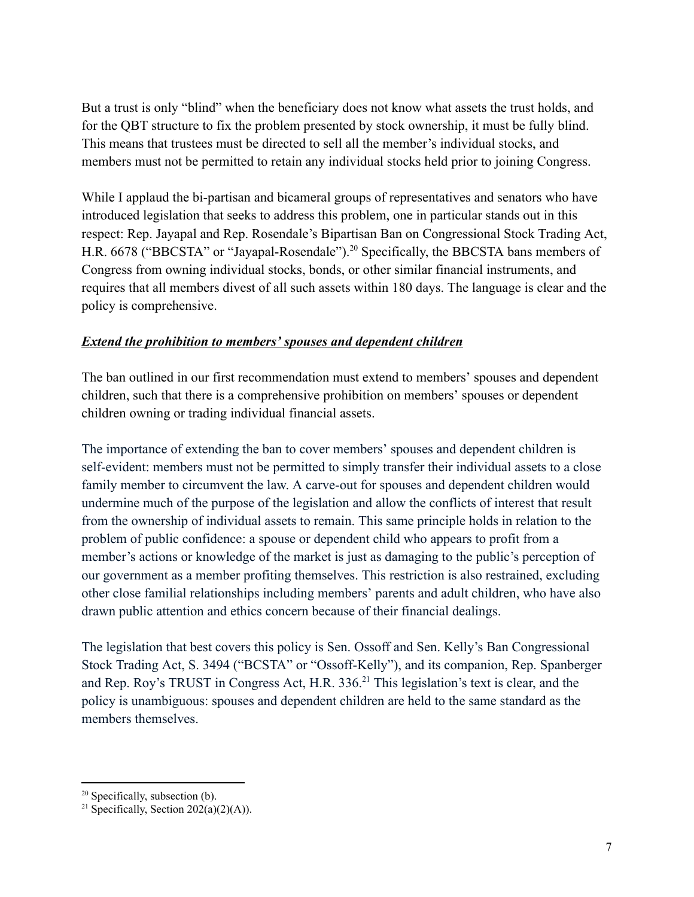But a trust is only "blind" when the beneficiary does not know what assets the trust holds, and for the QBT structure to fix the problem presented by stock ownership, it must be fully blind. This means that trustees must be directed to sell all the member's individual stocks, and members must not be permitted to retain any individual stocks held prior to joining Congress.

While I applaud the bi-partisan and bicameral groups of representatives and senators who have introduced legislation that seeks to address this problem, one in particular stands out in this respect: Rep. Jayapal and Rep. Rosendale's Bipartisan Ban on Congressional Stock Trading Act, H.R. 6678 ("BBCSTA" or "Jayapal-Rosendale").[20] Specifically, the BBCSTA bans members of Congress from owning individual stocks, bonds, or other similar financial instruments, and requires that all members divest of all such assets within 180 days. The language is clear and the policy is comprehensive.

***<u>Extend the prohibition to members' spouses and dependent children</u>***

The ban outlined in our first recommendation must extend to members' spouses and dependent children, such that there is a comprehensive prohibition on members' spouses or dependent children owning or trading individual financial assets.

The importance of extending the ban to cover members' spouses and dependent children is self-evident: members must not be permitted to simply transfer their individual assets to a close family member to circumvent the law. A carve-out for spouses and dependent children would undermine much of the purpose of the legislation and allow the conflicts of interest that result from the ownership of individual assets to remain. This same principle holds in relation to the problem of public confidence: a spouse or dependent child who appears to profit from a member's actions or knowledge of the market is just as damaging to the public's perception of our government as a member profiting themselves. This restriction is also restrained, excluding other close familial relationships including members' parents and adult children, who have also drawn public attention and ethics concern because of their financial dealings.

The legislation that best covers this policy is Sen. Ossoff and Sen. Kelly's Ban Congressional Stock Trading Act, S. 3494 ("BCSTA" or "Ossoff-Kelly"), and its companion, Rep. Spanberger and Rep. Roy's TRUST in Congress Act, H.R. 336.[21] This legislation's text is clear, and the policy is unambiguous: spouses and dependent children are held to the same standard as the members themselves.

---

[20] Specifically, subsection (b).

[21] Specifically, Section 202(a)(2)(A)).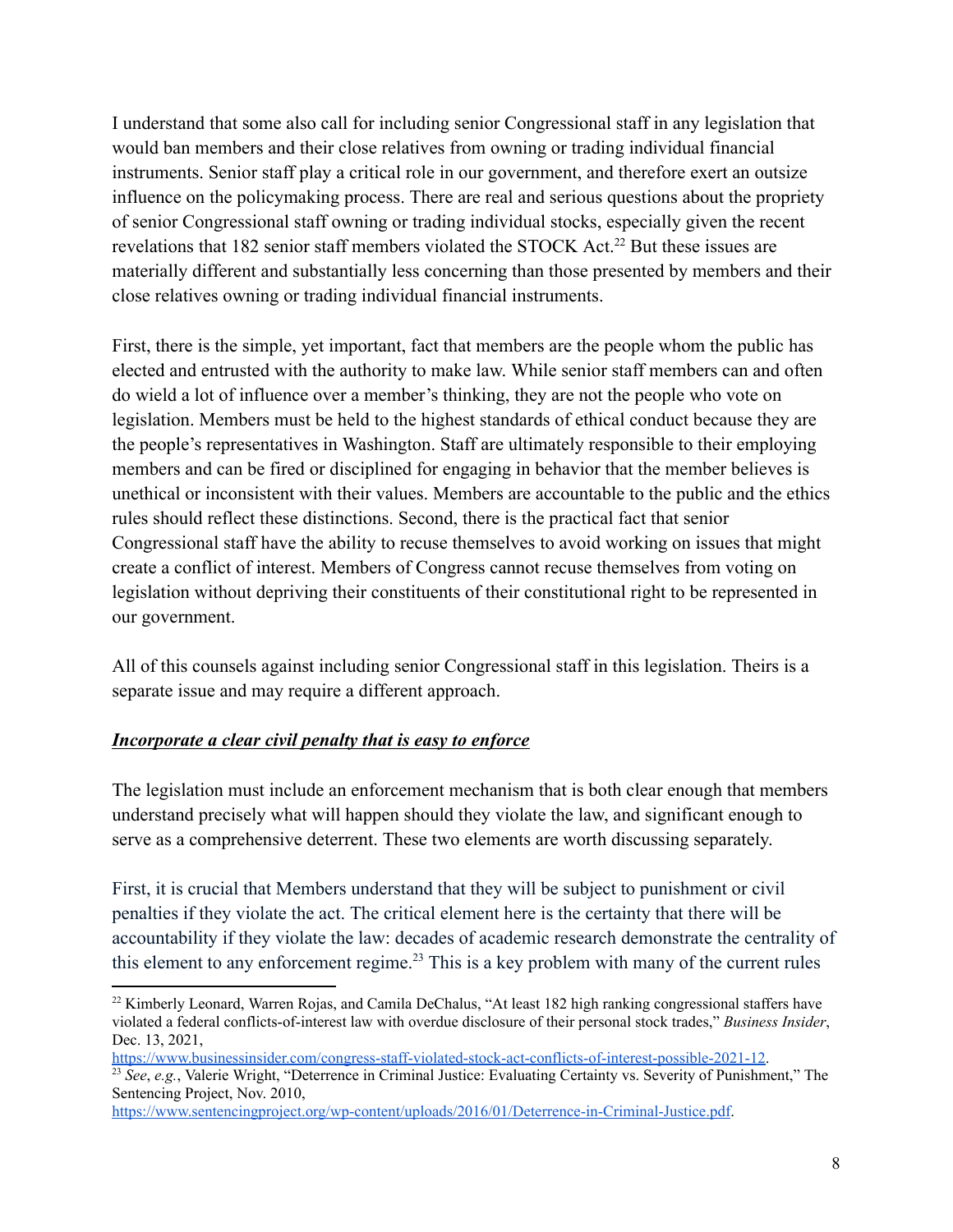I understand that some also call for including senior Congressional staff in any legislation that would ban members and their close relatives from owning or trading individual financial instruments. Senior staff play a critical role in our government, and therefore exert an outsize influence on the policymaking process. There are real and serious questions about the propriety of senior Congressional staff owning or trading individual stocks, especially given the recent revelations that 182 senior staff members violated the STOCK Act.[22] But these issues are materially different and substantially less concerning than those presented by members and their close relatives owning or trading individual financial instruments.

First, there is the simple, yet important, fact that members are the people whom the public has elected and entrusted with the authority to make law. While senior staff members can and often do wield a lot of influence over a member's thinking, they are not the people who vote on legislation. Members must be held to the highest standards of ethical conduct because they are the people's representatives in Washington. Staff are ultimately responsible to their employing members and can be fired or disciplined for engaging in behavior that the member believes is unethical or inconsistent with their values. Members are accountable to the public and the ethics rules should reflect these distinctions. Second, there is the practical fact that senior Congressional staff have the ability to recuse themselves to avoid working on issues that might create a conflict of interest. Members of Congress cannot recuse themselves from voting on legislation without depriving their constituents of their constitutional right to be represented in our government.

All of this counsels against including senior Congressional staff in this legislation. Theirs is a separate issue and may require a different approach.

***<u>Incorporate a clear civil penalty that is easy to enforce</u>***

The legislation must include an enforcement mechanism that is both clear enough that members understand precisely what will happen should they violate the law, and significant enough to serve as a comprehensive deterrent. These two elements are worth discussing separately.

First, it is crucial that Members understand that they will be subject to punishment or civil penalties if they violate the act. The critical element here is the certainty that there will be accountability if they violate the law: decades of academic research demonstrate the centrality of this element to any enforcement regime.[23] This is a key problem with many of the current rules

---

[22] Kimberly Leonard, Warren Rojas, and Camila DeChalus, "At least 182 high ranking congressional staffers have violated a federal conflicts-of-interest law with overdue disclosure of their personal stock trades," *Business Insider*, Dec. 13, 2021, https://www.businessinsider.com/congress-staff-violated-stock-act-conflicts-of-interest-possible-2021-12.

[23] *See*, *e.g.*, Valerie Wright, "Deterrence in Criminal Justice: Evaluating Certainty vs. Severity of Punishment," The Sentencing Project, Nov. 2010, https://www.sentencingproject.org/wp-content/uploads/2016/01/Deterrence-in-Criminal-Justice.pdf.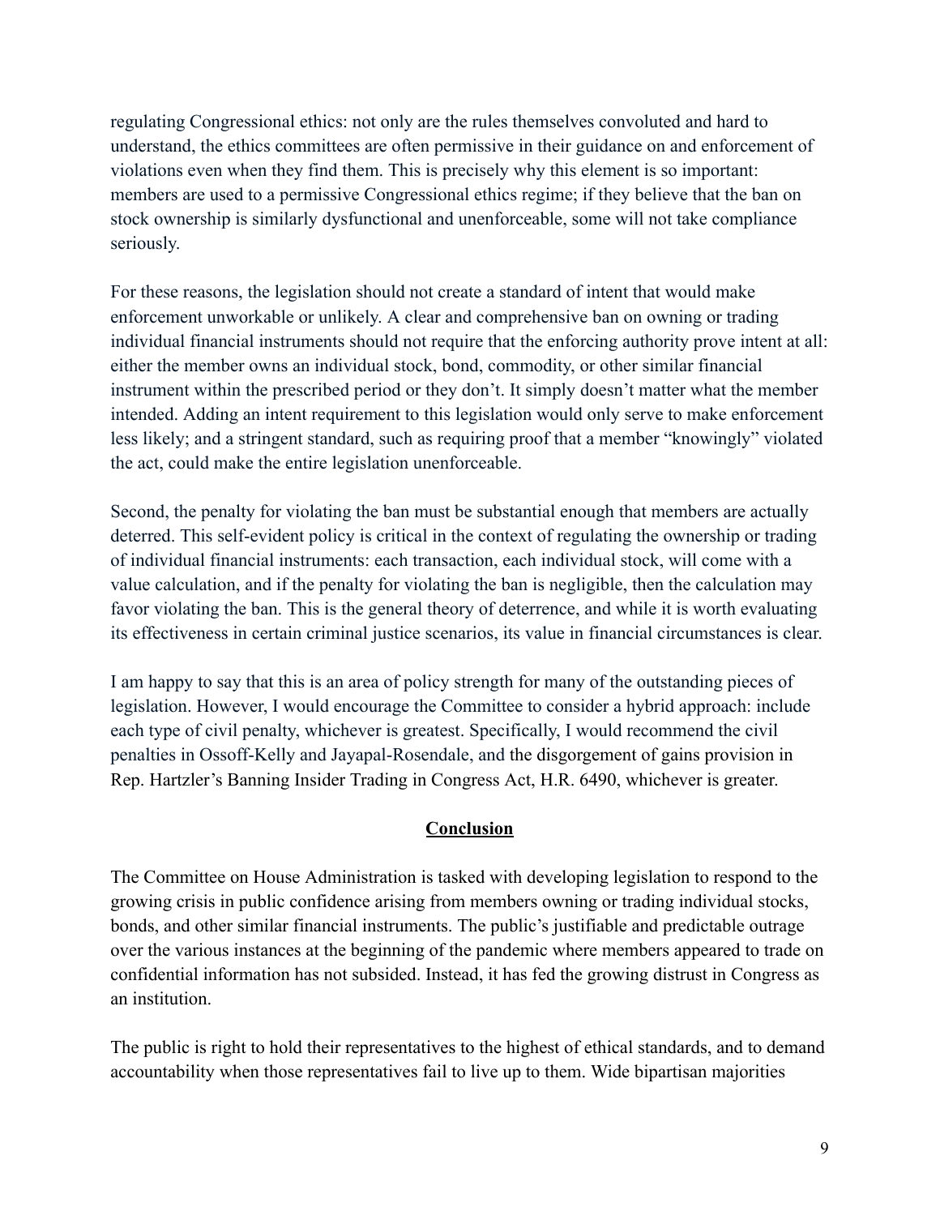regulating Congressional ethics: not only are the rules themselves convoluted and hard to understand, the ethics committees are often permissive in their guidance on and enforcement of violations even when they find them. This is precisely why this element is so important: members are used to a permissive Congressional ethics regime; if they believe that the ban on stock ownership is similarly dysfunctional and unenforceable, some will not take compliance seriously.

For these reasons, the legislation should not create a standard of intent that would make enforcement unworkable or unlikely. A clear and comprehensive ban on owning or trading individual financial instruments should not require that the enforcing authority prove intent at all: either the member owns an individual stock, bond, commodity, or other similar financial instrument within the prescribed period or they don't. It simply doesn't matter what the member intended. Adding an intent requirement to this legislation would only serve to make enforcement less likely; and a stringent standard, such as requiring proof that a member "knowingly" violated the act, could make the entire legislation unenforceable.

Second, the penalty for violating the ban must be substantial enough that members are actually deterred. This self-evident policy is critical in the context of regulating the ownership or trading of individual financial instruments: each transaction, each individual stock, will come with a value calculation, and if the penalty for violating the ban is negligible, then the calculation may favor violating the ban. This is the general theory of deterrence, and while it is worth evaluating its effectiveness in certain criminal justice scenarios, its value in financial circumstances is clear.

I am happy to say that this is an area of policy strength for many of the outstanding pieces of legislation. However, I would encourage the Committee to consider a hybrid approach: include each type of civil penalty, whichever is greatest. Specifically, I would recommend the civil penalties in Ossoff-Kelly and Jayapal-Rosendale, and the disgorgement of gains provision in Rep. Hartzler's Banning Insider Trading in Congress Act, H.R. 6490, whichever is greater.

## Conclusion

The Committee on House Administration is tasked with developing legislation to respond to the growing crisis in public confidence arising from members owning or trading individual stocks, bonds, and other similar financial instruments. The public's justifiable and predictable outrage over the various instances at the beginning of the pandemic where members appeared to trade on confidential information has not subsided. Instead, it has fed the growing distrust in Congress as an institution.

The public is right to hold their representatives to the highest of ethical standards, and to demand accountability when those representatives fail to live up to them. Wide bipartisan majorities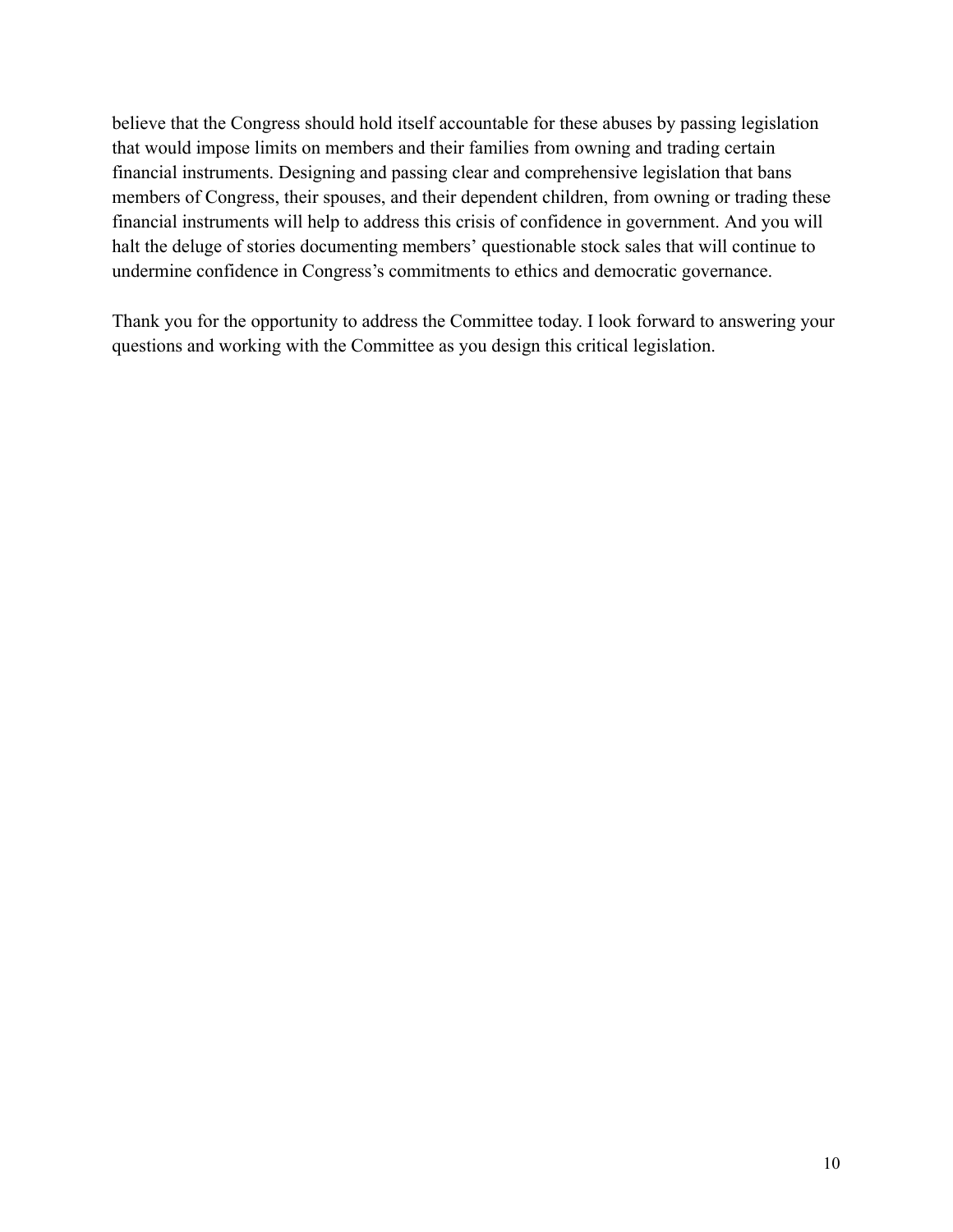believe that the Congress should hold itself accountable for these abuses by passing legislation that would impose limits on members and their families from owning and trading certain financial instruments. Designing and passing clear and comprehensive legislation that bans members of Congress, their spouses, and their dependent children, from owning or trading these financial instruments will help to address this crisis of confidence in government. And you will halt the deluge of stories documenting members' questionable stock sales that will continue to undermine confidence in Congress's commitments to ethics and democratic governance.

Thank you for the opportunity to address the Committee today. I look forward to answering your questions and working with the Committee as you design this critical legislation.